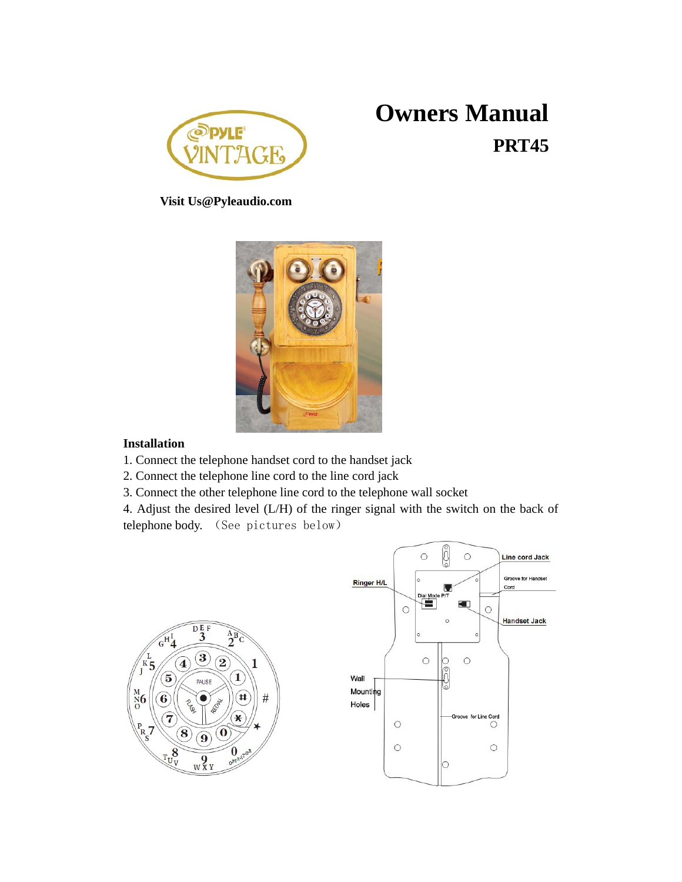# Owners Manual

## PRT45

**Visit Us@Pyleaudio.com**

### Installation

1. Connect the telephone handset cord to the handset jack
2. Connect the telephone line cord to the line cord jack
3. Connect the other telephone line cord to the telephone wall socket
4. Adjust the desired level (L/H) of the ringer signal with the switch on the back of telephone body. （See pictures below）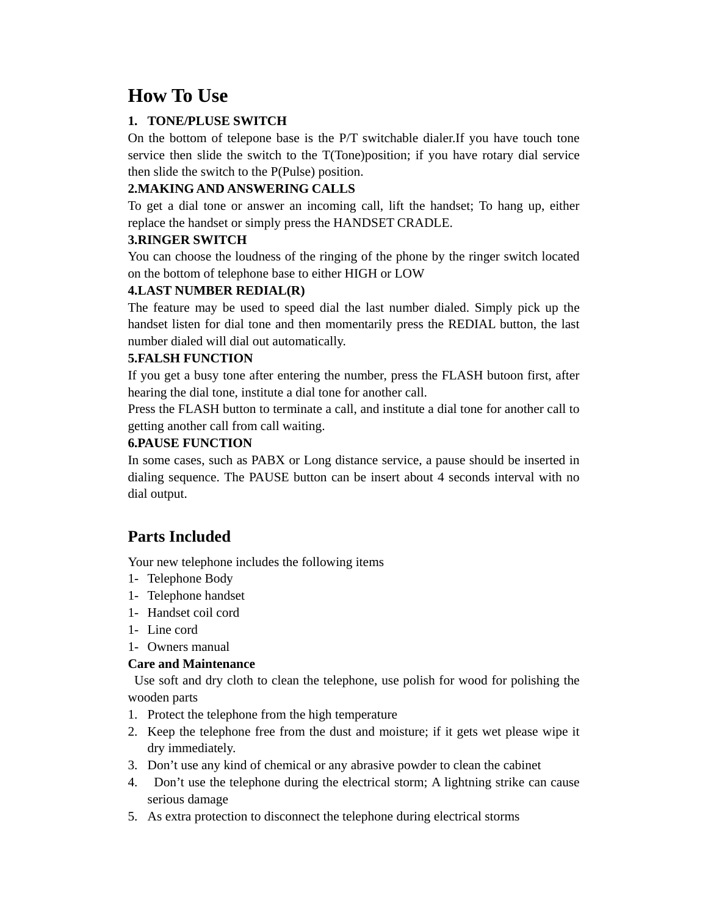## How To Use

**1. TONE/PLUSE SWITCH**

On the bottom of telepone base is the P/T switchable dialer.If you have touch tone service then slide the switch to the T(Tone)position; if you have rotary dial service then slide the switch to the P(Pulse) position.

**2.MAKING AND ANSWERING CALLS**

To get a dial tone or answer an incoming call, lift the handset; To hang up, either replace the handset or simply press the HANDSET CRADLE.

**3.RINGER SWITCH**

You can choose the loudness of the ringing of the phone by the ringer switch located on the bottom of telephone base to either HIGH or LOW

**4.LAST NUMBER REDIAL(R)**

The feature may be used to speed dial the last number dialed. Simply pick up the handset listen for dial tone and then momentarily press the REDIAL button, the last number dialed will dial out automatically.

**5.FALSH FUNCTION**

If you get a busy tone after entering the number, press the FLASH butoon first, after hearing the dial tone, institute a dial tone for another call.

Press the FLASH button to terminate a call, and institute a dial tone for another call to getting another call from call waiting.

**6.PAUSE FUNCTION**

In some cases, such as PABX or Long distance service, a pause should be inserted in dialing sequence. The PAUSE button can be insert about 4 seconds interval with no dial output.

## Parts Included

Your new telephone includes the following items

1- Telephone Body

1- Telephone handset

1- Handset coil cord

1- Line cord

1- Owners manual

**Care and Maintenance**

Use soft and dry cloth to clean the telephone, use polish for wood for polishing the wooden parts

1. Protect the telephone from the high temperature
2. Keep the telephone free from the dust and moisture; if it gets wet please wipe it dry immediately.
3. Don't use any kind of chemical or any abrasive powder to clean the cabinet
4. Don't use the telephone during the electrical storm; A lightning strike can cause serious damage
5. As extra protection to disconnect the telephone during electrical storms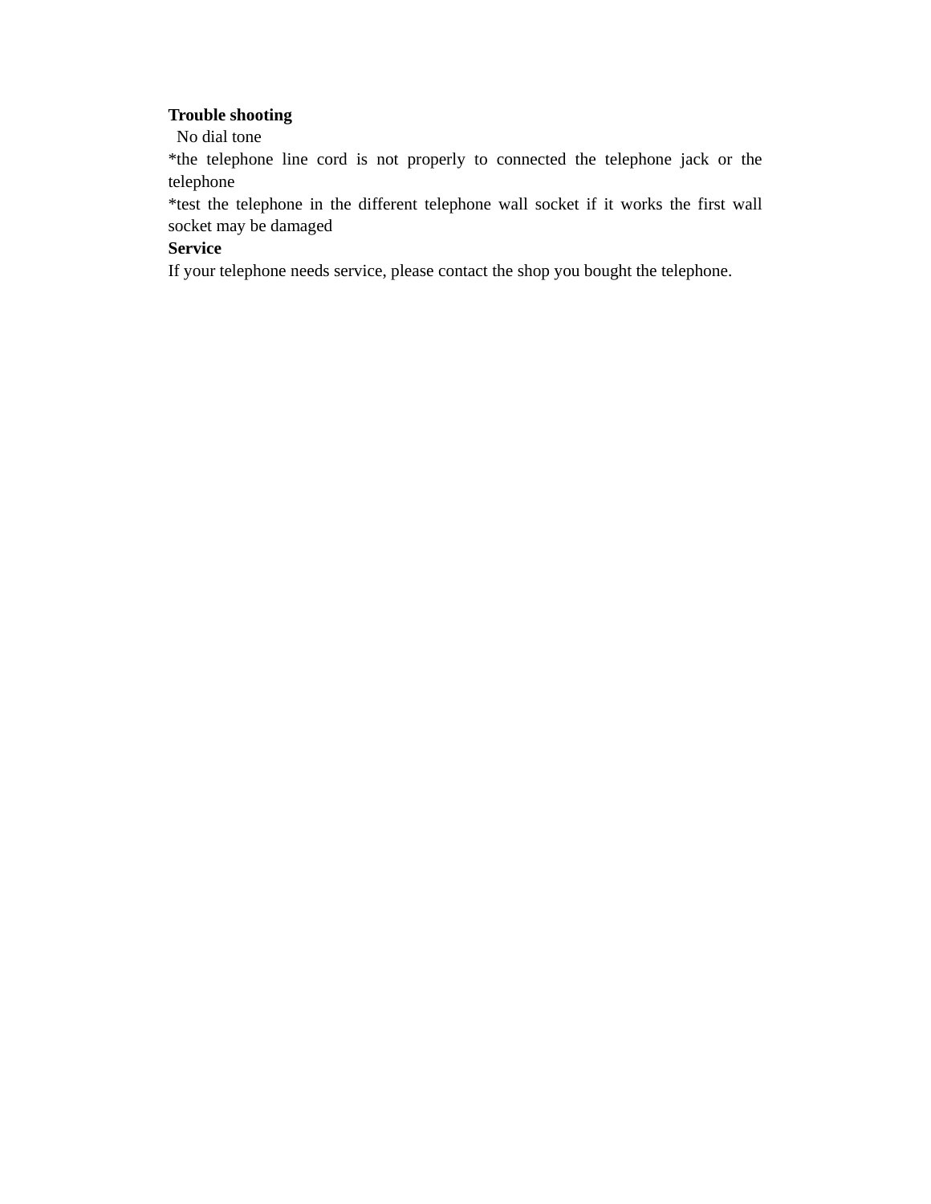**Trouble shooting**

No dial tone

*the telephone line cord is not properly to connected the telephone jack or the telephone

*test the telephone in the different telephone wall socket if it works the first wall socket may be damaged

**Service**

If your telephone needs service, please contact the shop you bought the telephone.